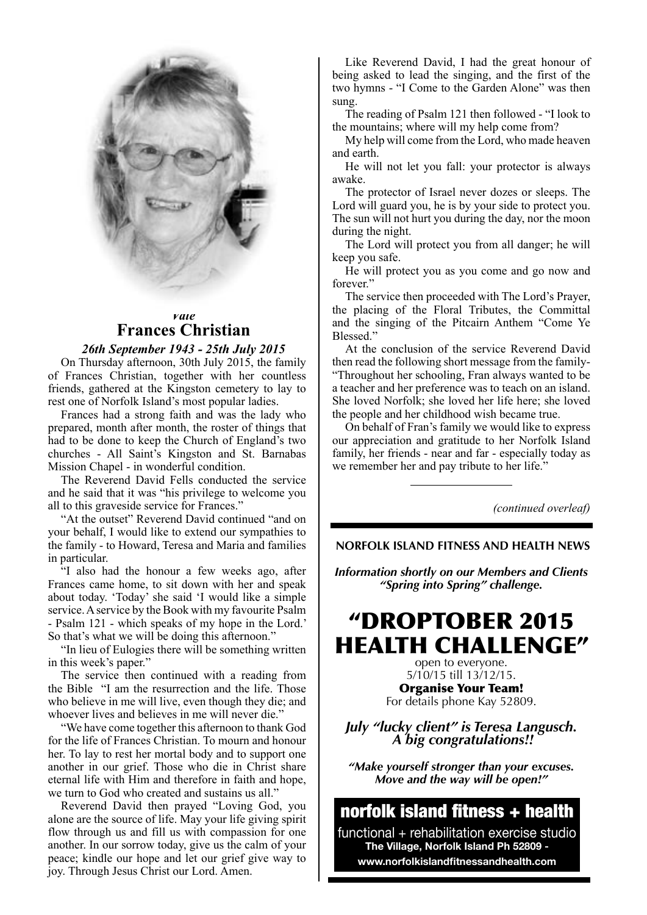*vale*

## Frances Christian

***26th September 1943 - 25th July 2015***

On Thursday afternoon, 30th July 2015, the family of Frances Christian, together with her countless friends, gathered at the Kingston cemetery to lay to rest one of Norfolk Island's most popular ladies.

Frances had a strong faith and was the lady who prepared, month after month, the roster of things that had to be done to keep the Church of England's two churches - All Saint's Kingston and St. Barnabas Mission Chapel - in wonderful condition.

The Reverend David Fells conducted the service and he said that it was "his privilege to welcome you all to this graveside service for Frances."

"At the outset" Reverend David continued "and on your behalf, I would like to extend our sympathies to the family - to Howard, Teresa and Maria and families in particular.

"I also had the honour a few weeks ago, after Frances came home, to sit down with her and speak about today. 'Today' she said 'I would like a simple service. A service by the Book with my favourite Psalm - Psalm 121 - which speaks of my hope in the Lord.' So that's what we will be doing this afternoon."

"In lieu of Eulogies there will be something written in this week's paper."

The service then continued with a reading from the Bible "I am the resurrection and the life. Those who believe in me will live, even though they die; and whoever lives and believes in me will never die."

"We have come together this afternoon to thank God for the life of Frances Christian. To mourn and honour her. To lay to rest her mortal body and to support one another in our grief. Those who die in Christ share eternal life with Him and therefore in faith and hope, we turn to God who created and sustains us all."

Reverend David then prayed "Loving God, you alone are the source of life. May your life giving spirit flow through us and fill us with compassion for one another. In our sorrow today, give us the calm of your peace; kindle our hope and let our grief give way to joy. Through Jesus Christ our Lord. Amen.

Like Reverend David, I had the great honour of being asked to lead the singing, and the first of the two hymns - "I Come to the Garden Alone" was then sung.

The reading of Psalm 121 then followed - "I look to the mountains; where will my help come from?

My help will come from the Lord, who made heaven and earth.

He will not let you fall: your protector is always awake.

The protector of Israel never dozes or sleeps. The Lord will guard you, he is by your side to protect you. The sun will not hurt you during the day, nor the moon during the night.

The Lord will protect you from all danger; he will keep you safe.

He will protect you as you come and go now and forever."

The service then proceeded with The Lord's Prayer, the placing of the Floral Tributes, the Committal and the singing of the Pitcairn Anthem "Come Ye Blessed."

At the conclusion of the service Reverend David then read the following short message from the family- "Throughout her schooling, Fran always wanted to be a teacher and her preference was to teach on an island. She loved Norfolk; she loved her life here; she loved the people and her childhood wish became true.

On behalf of Fran's family we would like to express our appreciation and gratitude to her Norfolk Island family, her friends - near and far - especially today as we remember her and pay tribute to her life."

---

*(continued overleaf)*

---

**NORFOLK ISLAND FITNESS AND HEALTH NEWS**

***Information shortly on our Members and Clients "Spring into Spring" challenge.***

# "DROPTOBER 2015 HEALTH CHALLENGE"

open to everyone.
5/10/15 till 13/12/15.

**Organise Your Team!**

For details phone Kay 52809.

***July "lucky client" is Teresa Langusch. A big congratulations!!***

***"Make yourself stronger than your excuses. Move and the way will be open!"***

**norfolk island fitness + health**

functional + rehabilitation exercise studio

**The Village, Norfolk Island Ph 52809 -**

**www.norfolkislandfitnessandhealth.com**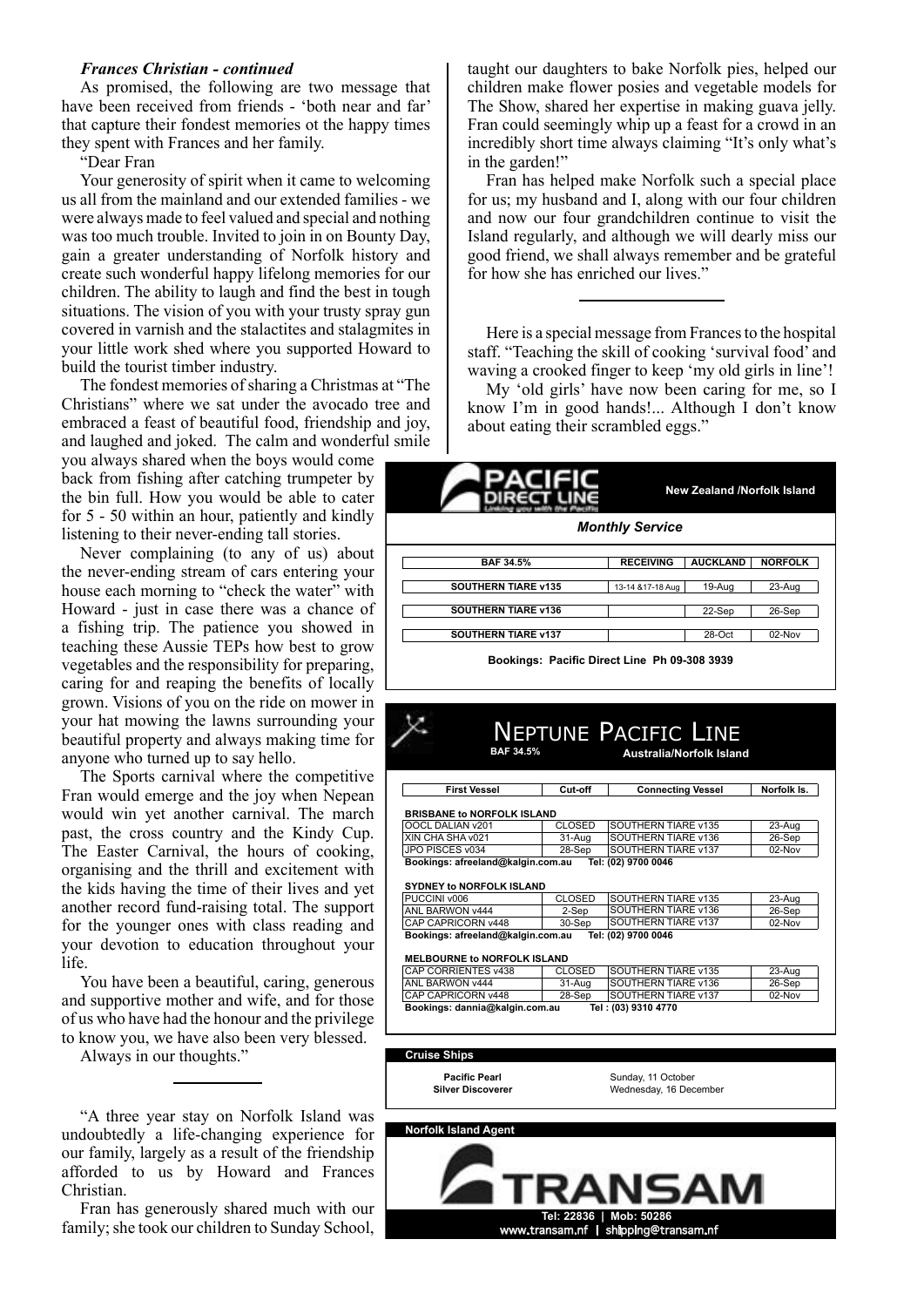***Frances Christian - continued***

As promised, the following are two message that have been received from friends - 'both near and far' that capture their fondest memories ot the happy times they spent with Frances and her family.

"Dear Fran

Your generosity of spirit when it came to welcoming us all from the mainland and our extended families - we were always made to feel valued and special and nothing was too much trouble. Invited to join in on Bounty Day, gain a greater understanding of Norfolk history and create such wonderful happy lifelong memories for our children. The ability to laugh and find the best in tough situations. The vision of you with your trusty spray gun covered in varnish and the stalactites and stalagmites in your little work shed where you supported Howard to build the tourist timber industry.

The fondest memories of sharing a Christmas at "The Christians" where we sat under the avocado tree and embraced a feast of beautiful food, friendship and joy, and laughed and joked. The calm and wonderful smile you always shared when the boys would come back from fishing after catching trumpeter by the bin full. How you would be able to cater for 5 - 50 within an hour, patiently and kindly listening to their never-ending tall stories.

Never complaining (to any of us) about the never-ending stream of cars entering your house each morning to "check the water" with Howard - just in case there was a chance of a fishing trip. The patience you showed in teaching these Aussie TEPs how best to grow vegetables and the responsibility for preparing, caring for and reaping the benefits of locally grown. Visions of you on the ride on mower in your hat mowing the lawns surrounding your beautiful property and always making time for anyone who turned up to say hello.

The Sports carnival where the competitive Fran would emerge and the joy when Nepean would win yet another carnival. The march past, the cross country and the Kindy Cup. The Easter Carnival, the hours of cooking, organising and the thrill and excitement with the kids having the time of their lives and yet another record fund-raising total. The support for the younger ones with class reading and your devotion to education throughout your life.

You have been a beautiful, caring, generous and supportive mother and wife, and for those of us who have had the honour and the privilege to know you, we have also been very blessed.

Always in our thoughts."

---

"A three year stay on Norfolk Island was undoubtedly a life-changing experience for our family, largely as a result of the friendship afforded to us by Howard and Frances Christian.

Fran has generously shared much with our family; she took our children to Sunday School, taught our daughters to bake Norfolk pies, helped our children make flower posies and vegetable models for The Show, shared her expertise in making guava jelly. Fran could seemingly whip up a feast for a crowd in an incredibly short time always claiming "It's only what's in the garden!"

Fran has helped make Norfolk such a special place for us; my husband and I, along with our four children and now our four grandchildren continue to visit the Island regularly, and although we will dearly miss our good friend, we shall always remember and be grateful for how she has enriched our lives."

---

Here is a special message from Frances to the hospital staff. "Teaching the skill of cooking 'survival food' and waving a crooked finger to keep 'my old girls in line'!

My 'old girls' have now been caring for me, so I know I'm in good hands!... Although I don't know about eating their scrambled eggs."

## PACIFIC DIRECT LINE

Linking you with the Pacific

**New Zealand /Norfolk Island**

***Monthly Service***

| BAF 34.5% | RECEIVING | AUCKLAND | NORFOLK |
|---|---|---|---|
| SOUTHERN TIARE v135 | 13-14 &17-18 Aug | 19-Aug | 23-Aug |
| SOUTHERN TIARE v136 | | 22-Sep | 26-Sep |
| SOUTHERN TIARE v137 | | 28-Oct | 02-Nov |

**Bookings: Pacific Direct Line Ph 09-308 3939**

## NEPTUNE PACIFIC LINE

**BAF 34.5%** **Australia/Norfolk Island**

| First Vessel | Cut-off | Connecting Vessel | Norfolk Is. |
|---|---|---|---|
| **BRISBANE to NORFOLK ISLAND** | | | |
| OOCL DALIAN v201 | CLOSED | SOUTHERN TIARE v135 | 23-Aug |
| XIN CHA SHA v021 | 31-Aug | SOUTHERN TIARE v136 | 26-Sep |
| JPO PISCES v034 | 28-Sep | SOUTHERN TIARE v137 | 02-Nov |
| **Bookings: afreeland@kalgin.com.au Tel: (02) 9700 0046** | | | |
| **SYDNEY to NORFOLK ISLAND** | | | |
| PUCCINI v006 | CLOSED | SOUTHERN TIARE v135 | 23-Aug |
| ANL BARWON v444 | 2-Sep | SOUTHERN TIARE v136 | 26-Sep |
| CAP CAPRICORN v448 | 30-Sep | SOUTHERN TIARE v137 | 02-Nov |
| **Bookings: afreeland@kalgin.com.au Tel: (02) 9700 0046** | | | |
| **MELBOURNE to NORFOLK ISLAND** | | | |
| CAP CORRIENTES v438 | CLOSED | SOUTHERN TIARE v135 | 23-Aug |
| ANL BARWON v444 | 31-Aug | SOUTHERN TIARE v136 | 26-Sep |
| CAP CAPRICORN v448 | 28-Sep | SOUTHERN TIARE v137 | 02-Nov |
| **Bookings: dannia@kalgin.com.au Tel : (03) 9310 4770** | | | |

**Cruise Ships**

| | |
|---|---|
| **Pacific Pearl** | Sunday, 11 October |
| **Silver Discoverer** | Wednesday, 16 December |

**Norfolk Island Agent**

## TRANSAM

**Tel: 22836 | Mob: 50286**

www.transam.nf | shipping@transam.nf